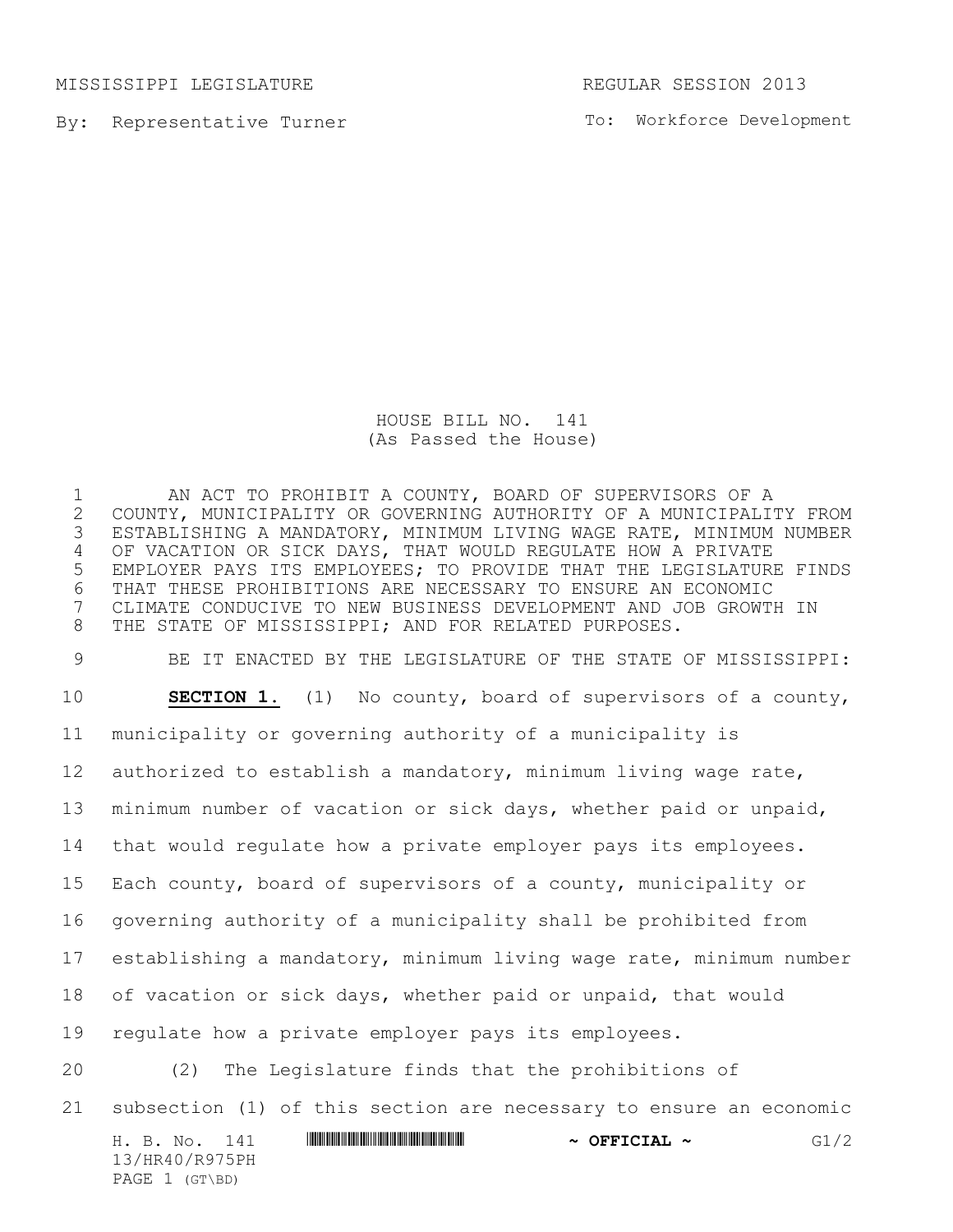MISSISSIPPI LEGISLATURE REGULAR SESSION 2013

By: Representative Turner

To: Workforce Development

# HOUSE BILL NO. 141
(As Passed the House)

AN ACT TO PROHIBIT A COUNTY, BOARD OF SUPERVISORS OF A COUNTY, MUNICIPALITY OR GOVERNING AUTHORITY OF A MUNICIPALITY FROM ESTABLISHING A MANDATORY, MINIMUM LIVING WAGE RATE, MINIMUM NUMBER OF VACATION OR SICK DAYS, THAT WOULD REGULATE HOW A PRIVATE EMPLOYER PAYS ITS EMPLOYEES; TO PROVIDE THAT THE LEGISLATURE FINDS THAT THESE PROHIBITIONS ARE NECESSARY TO ENSURE AN ECONOMIC CLIMATE CONDUCIVE TO NEW BUSINESS DEVELOPMENT AND JOB GROWTH IN THE STATE OF MISSISSIPPI; AND FOR RELATED PURPOSES.

BE IT ENACTED BY THE LEGISLATURE OF THE STATE OF MISSISSIPPI:

**SECTION 1.** (1) No county, board of supervisors of a county, municipality or governing authority of a municipality is authorized to establish a mandatory, minimum living wage rate, minimum number of vacation or sick days, whether paid or unpaid, that would regulate how a private employer pays its employees. Each county, board of supervisors of a county, municipality or governing authority of a municipality shall be prohibited from establishing a mandatory, minimum living wage rate, minimum number of vacation or sick days, whether paid or unpaid, that would regulate how a private employer pays its employees.

(2) The Legislature finds that the prohibitions of subsection (1) of this section are necessary to ensure an economic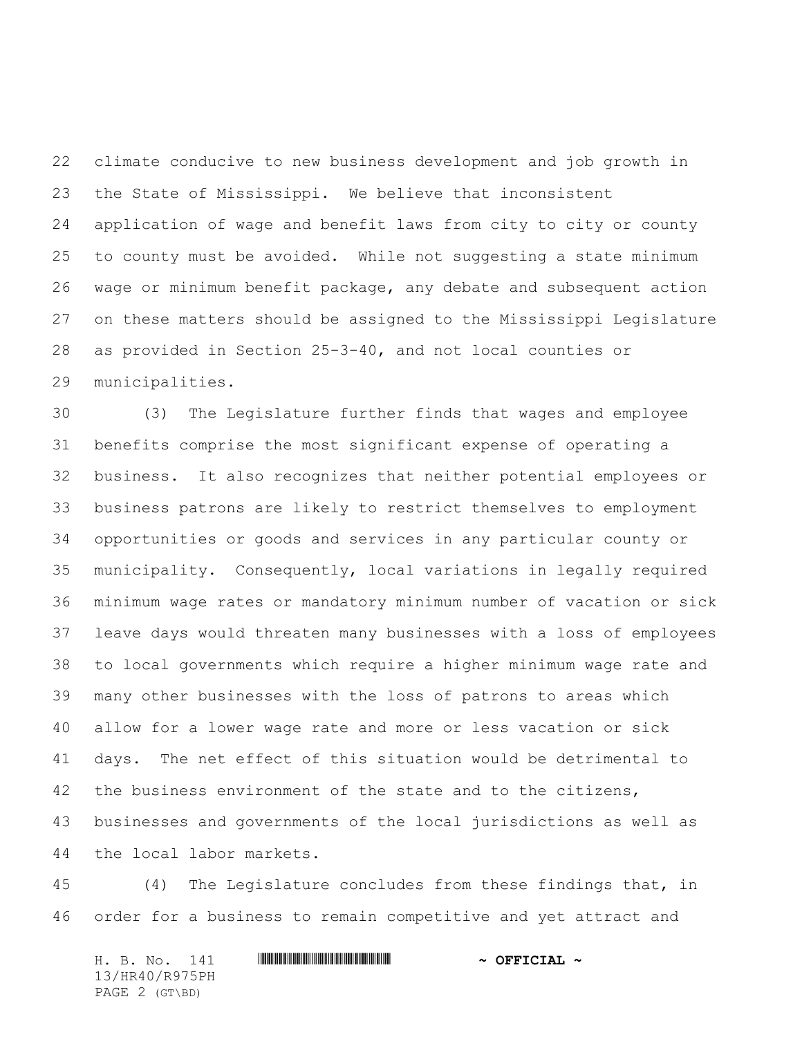climate conducive to new business development and job growth in the State of Mississippi. We believe that inconsistent application of wage and benefit laws from city to city or county to county must be avoided. While not suggesting a state minimum wage or minimum benefit package, any debate and subsequent action on these matters should be assigned to the Mississippi Legislature as provided in Section 25-3-40, and not local counties or municipalities.

(3) The Legislature further finds that wages and employee benefits comprise the most significant expense of operating a business. It also recognizes that neither potential employees or business patrons are likely to restrict themselves to employment opportunities or goods and services in any particular county or municipality. Consequently, local variations in legally required minimum wage rates or mandatory minimum number of vacation or sick leave days would threaten many businesses with a loss of employees to local governments which require a higher minimum wage rate and many other businesses with the loss of patrons to areas which allow for a lower wage rate and more or less vacation or sick days. The net effect of this situation would be detrimental to the business environment of the state and to the citizens, businesses and governments of the local jurisdictions as well as the local labor markets.

(4) The Legislature concludes from these findings that, in order for a business to remain competitive and yet attract and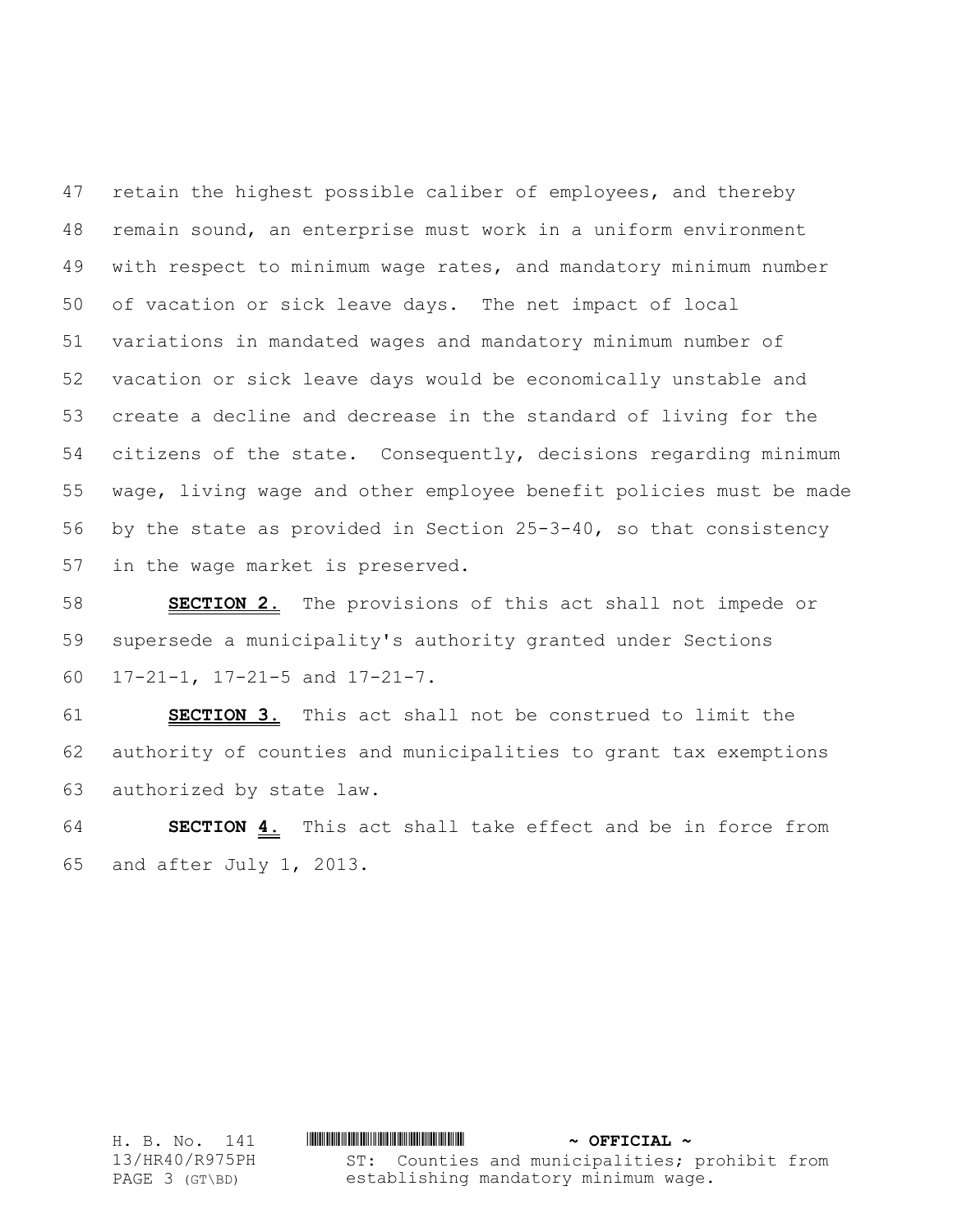retain the highest possible caliber of employees, and thereby remain sound, an enterprise must work in a uniform environment with respect to minimum wage rates, and mandatory minimum number of vacation or sick leave days. The net impact of local variations in mandated wages and mandatory minimum number of vacation or sick leave days would be economically unstable and create a decline and decrease in the standard of living for the citizens of the state. Consequently, decisions regarding minimum wage, living wage and other employee benefit policies must be made by the state as provided in Section 25-3-40, so that consistency in the wage market is preserved.

**SECTION 2.** The provisions of this act shall not impede or supersede a municipality's authority granted under Sections 17-21-1, 17-21-5 and 17-21-7.

**SECTION 3.** This act shall not be construed to limit the authority of counties and municipalities to grant tax exemptions authorized by state law.

**SECTION 4.** This act shall take effect and be in force from and after July 1, 2013.